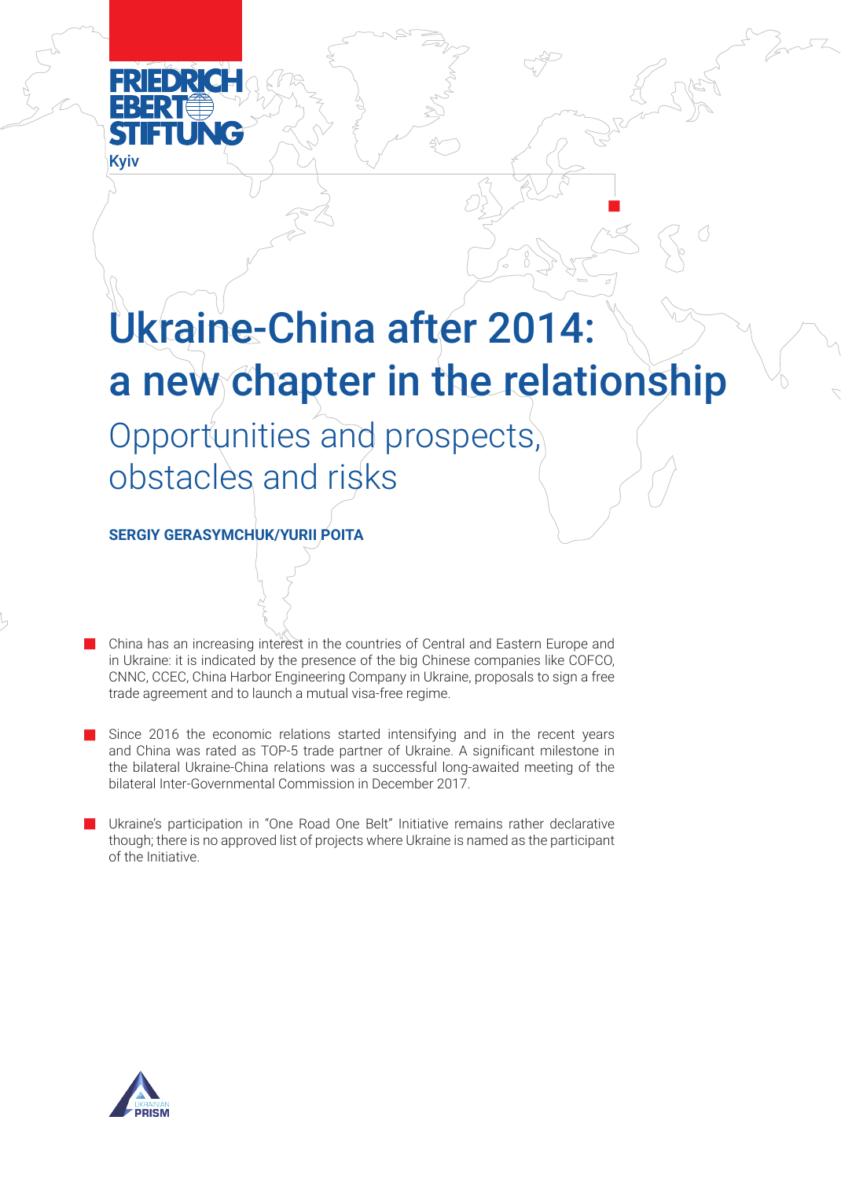FRIEDRICH EBERT STIFTUNG

Kyiv

# Ukraine-China after 2014: a new chapter in the relationship

## Opportunities and prospects, obstacles and risks

**SERGIY GERASYMCHUK/YURII POITA**

- China has an increasing interest in the countries of Central and Eastern Europe and in Ukraine: it is indicated by the presence of the big Chinese companies like COFCO, CNNC, CCEC, China Harbor Engineering Company in Ukraine, proposals to sign a free trade agreement and to launch a mutual visa-free regime.

- Since 2016 the economic relations started intensifying and in the recent years and China was rated as TOP-5 trade partner of Ukraine. A significant milestone in the bilateral Ukraine-China relations was a successful long-awaited meeting of the bilateral Inter-Governmental Commission in December 2017.

- Ukraine's participation in "One Road One Belt" Initiative remains rather declarative though; there is no approved list of projects where Ukraine is named as the participant of the Initiative.

UKRAINIAN PRISM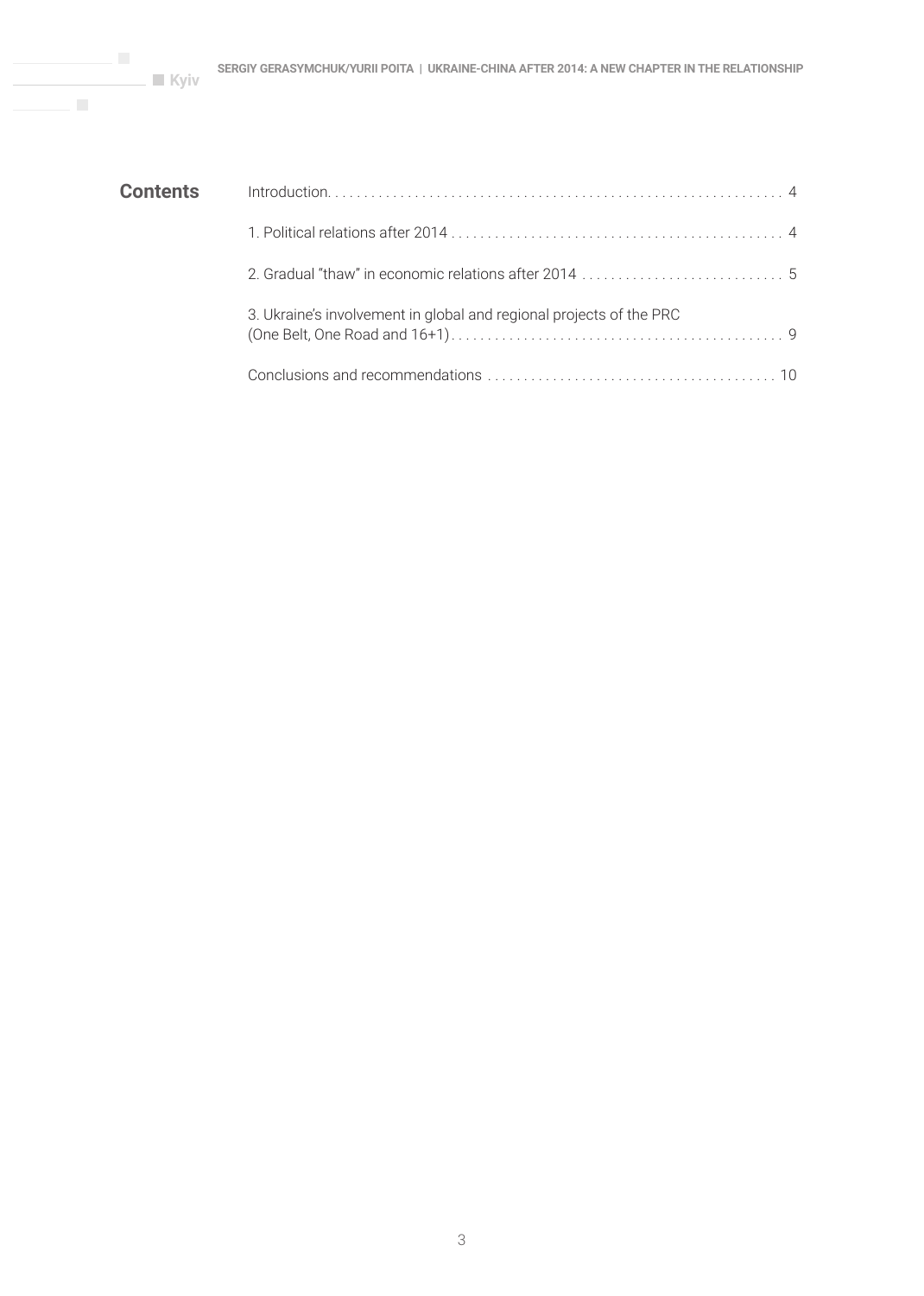## Contents

- Introduction . . . . . . . . . . . . . . . . . . . . . . . . . . . . . . . . . . . . . . . . . . . . . . . . . . . . . . . . . . . . . . . . 4
- 1. Political relations after 2014 . . . . . . . . . . . . . . . . . . . . . . . . . . . . . . . . . . . . . . . . . . . . . . . . 4
- 2. Gradual "thaw" in economic relations after 2014 . . . . . . . . . . . . . . . . . . . . . . . . . . . . . 5
- 3. Ukraine's involvement in global and regional projects of the PRC (One Belt, One Road and 16+1) . . . . . . . . . . . . . . . . . . . . . . . . . . . . . . . . . . . . . . . . . . . . . . . . 9
- Conclusions and recommendations . . . . . . . . . . . . . . . . . . . . . . . . . . . . . . . . . . . . . . . . 10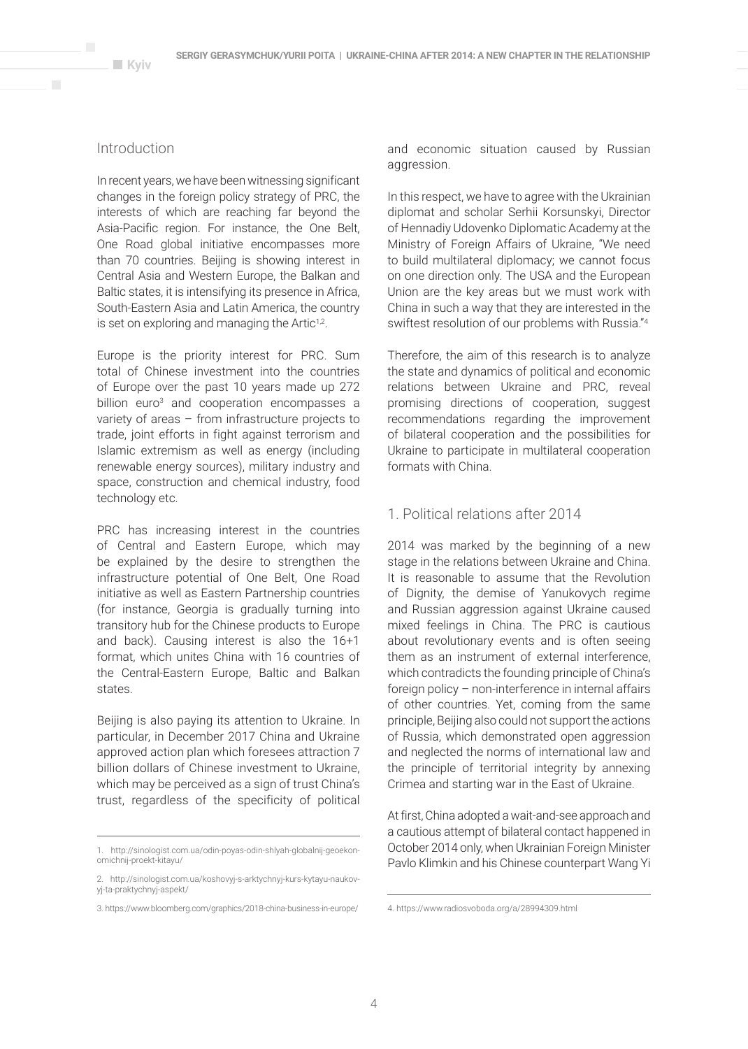## Introduction

In recent years, we have been witnessing significant changes in the foreign policy strategy of PRC, the interests of which are reaching far beyond the Asia-Pacific region. For instance, the One Belt, One Road global initiative encompasses more than 70 countries. Beijing is showing interest in Central Asia and Western Europe, the Balkan and Baltic states, it is intensifying its presence in Africa, South-Eastern Asia and Latin America, the country is set on exploring and managing the Artic[1,2].

Europe is the priority interest for PRC. Sum total of Chinese investment into the countries of Europe over the past 10 years made up 272 billion euro[3] and cooperation encompasses a variety of areas – from infrastructure projects to trade, joint efforts in fight against terrorism and Islamic extremism as well as energy (including renewable energy sources), military industry and space, construction and chemical industry, food technology etc.

PRC has increasing interest in the countries of Central and Eastern Europe, which may be explained by the desire to strengthen the infrastructure potential of One Belt, One Road initiative as well as Eastern Partnership countries (for instance, Georgia is gradually turning into transitory hub for the Chinese products to Europe and back). Causing interest is also the 16+1 format, which unites China with 16 countries of the Central-Eastern Europe, Baltic and Balkan states.

Beijing is also paying its attention to Ukraine. In particular, in December 2017 China and Ukraine approved action plan which foresees attraction 7 billion dollars of Chinese investment to Ukraine, which may be perceived as a sign of trust China's trust, regardless of the specificity of political and economic situation caused by Russian aggression.

In this respect, we have to agree with the Ukrainian diplomat and scholar Serhii Korsunskyi, Director of Hennadiy Udovenko Diplomatic Academy at the Ministry of Foreign Affairs of Ukraine, "We need to build multilateral diplomacy; we cannot focus on one direction only. The USA and the European Union are the key areas but we must work with China in such a way that they are interested in the swiftest resolution of our problems with Russia."[4]

Therefore, the aim of this research is to analyze the state and dynamics of political and economic relations between Ukraine and PRC, reveal promising directions of cooperation, suggest recommendations regarding the improvement of bilateral cooperation and the possibilities for Ukraine to participate in multilateral cooperation formats with China.

## 1. Political relations after 2014

2014 was marked by the beginning of a new stage in the relations between Ukraine and China. It is reasonable to assume that the Revolution of Dignity, the demise of Yanukovych regime and Russian aggression against Ukraine caused mixed feelings in China. The PRC is cautious about revolutionary events and is often seeing them as an instrument of external interference, which contradicts the founding principle of China's foreign policy – non-interference in internal affairs of other countries. Yet, coming from the same principle, Beijing also could not support the actions of Russia, which demonstrated open aggression and neglected the norms of international law and the principle of territorial integrity by annexing Crimea and starting war in the East of Ukraine.

At first, China adopted a wait-and-see approach and a cautious attempt of bilateral contact happened in October 2014 only, when Ukrainian Foreign Minister Pavlo Klimkin and his Chinese counterpart Wang Yi

---

1. http://sinologist.com.ua/odin-poyas-odin-shlyah-globalnij-geoekonomichnij-proekt-kitayu/
2. http://sinologist.com.ua/koshovyj-s-arktychnyj-kurs-kytayu-naukovyj-ta-praktychnyj-aspekt/
3. https://www.bloomberg.com/graphics/2018-china-business-in-europe/
4. https://www.radiosvoboda.org/a/28994309.html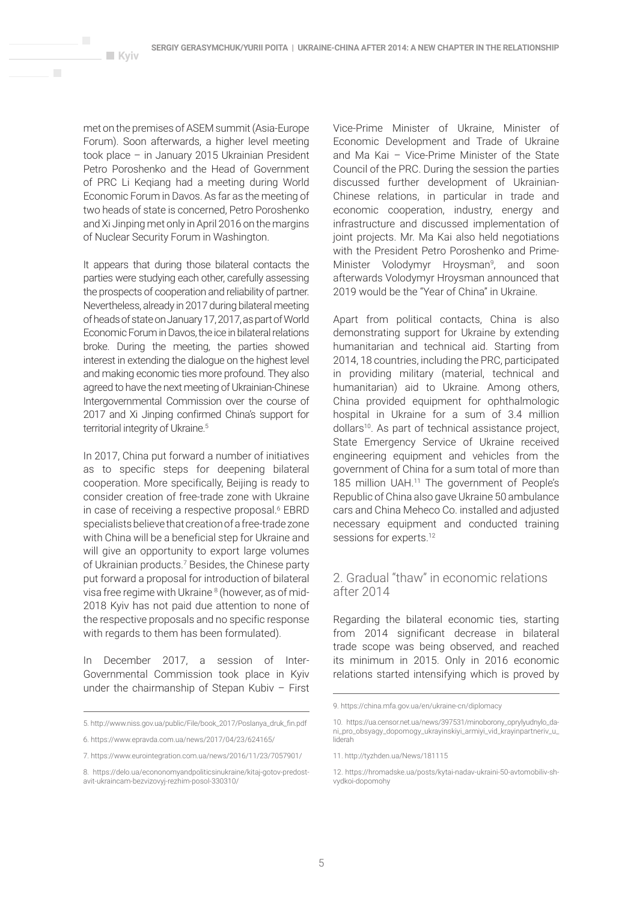met on the premises of ASEM summit (Asia-Europe Forum). Soon afterwards, a higher level meeting took place – in January 2015 Ukrainian President Petro Poroshenko and the Head of Government of PRC Li Keqiang had a meeting during World Economic Forum in Davos. As far as the meeting of two heads of state is concerned, Petro Poroshenko and Xi Jinping met only in April 2016 on the margins of Nuclear Security Forum in Washington.

It appears that during those bilateral contacts the parties were studying each other, carefully assessing the prospects of cooperation and reliability of partner. Nevertheless, already in 2017 during bilateral meeting of heads of state on January 17, 2017, as part of World Economic Forum in Davos, the ice in bilateral relations broke. During the meeting, the parties showed interest in extending the dialogue on the highest level and making economic ties more profound. They also agreed to have the next meeting of Ukrainian-Chinese Intergovernmental Commission over the course of 2017 and Xi Jinping confirmed China's support for territorial integrity of Ukraine.[5]

In 2017, China put forward a number of initiatives as to specific steps for deepening bilateral cooperation. More specifically, Beijing is ready to consider creation of free-trade zone with Ukraine in case of receiving a respective proposal.[6] EBRD specialists believe that creation of a free-trade zone with China will be a beneficial step for Ukraine and will give an opportunity to export large volumes of Ukrainian products.[7] Besides, the Chinese party put forward a proposal for introduction of bilateral visa free regime with Ukraine [8] (however, as of mid-2018 Kyiv has not paid due attention to none of the respective proposals and no specific response with regards to them has been formulated).

In December 2017, a session of Inter-Governmental Commission took place in Kyiv under the chairmanship of Stepan Kubiv – First Vice-Prime Minister of Ukraine, Minister of Economic Development and Trade of Ukraine and Ma Kai – Vice-Prime Minister of the State Council of the PRC. During the session the parties discussed further development of Ukrainian-Chinese relations, in particular in trade and economic cooperation, industry, energy and infrastructure and discussed implementation of joint projects. Mr. Ma Kai also held negotiations with the President Petro Poroshenko and Prime-Minister Volodymyr Hroysman[9], and soon afterwards Volodymyr Hroysman announced that 2019 would be the "Year of China" in Ukraine.

Apart from political contacts, China is also demonstrating support for Ukraine by extending humanitarian and technical aid. Starting from 2014, 18 countries, including the PRC, participated in providing military (material, technical and humanitarian) aid to Ukraine. Among others, China provided equipment for ophthalmologic hospital in Ukraine for a sum of 3.4 million dollars[10]. As part of technical assistance project, State Emergency Service of Ukraine received engineering equipment and vehicles from the government of China for a sum total of more than 185 million UAH.[11] The government of People's Republic of China also gave Ukraine 50 ambulance cars and China Meheco Co. installed and adjusted necessary equipment and conducted training sessions for experts.[12]

## 2. Gradual "thaw" in economic relations after 2014

Regarding the bilateral economic ties, starting from 2014 significant decrease in bilateral trade scope was being observed, and reached its minimum in 2015. Only in 2016 economic relations started intensifying which is proved by

---

5. http://www.niss.gov.ua/public/File/book_2017/Poslanya_druk_fin.pdf

6. https://www.epravda.com.ua/news/2017/04/23/624165/

7. https://www.eurointegration.com.ua/news/2016/11/23/7057901/

8. https://delo.ua/econonomyandpoliticsinukraine/kitaj-gotov-predostavit-ukraincam-bezvizovyj-rezhim-posol-330310/

9. https://china.mfa.gov.ua/en/ukraine-cn/diplomacy

10. https://ua.censor.net.ua/news/397531/minoborony_oprylyudnylo_dani_pro_obsyagy_dopomogy_ukrayinskiyi_armiyi_vid_krayinpartneriv_u_liderah

11. http://tyzhden.ua/News/181115

12. https://hromadske.ua/posts/kytai-nadav-ukraini-50-avtomobiliv-shvydkoi-dopomohy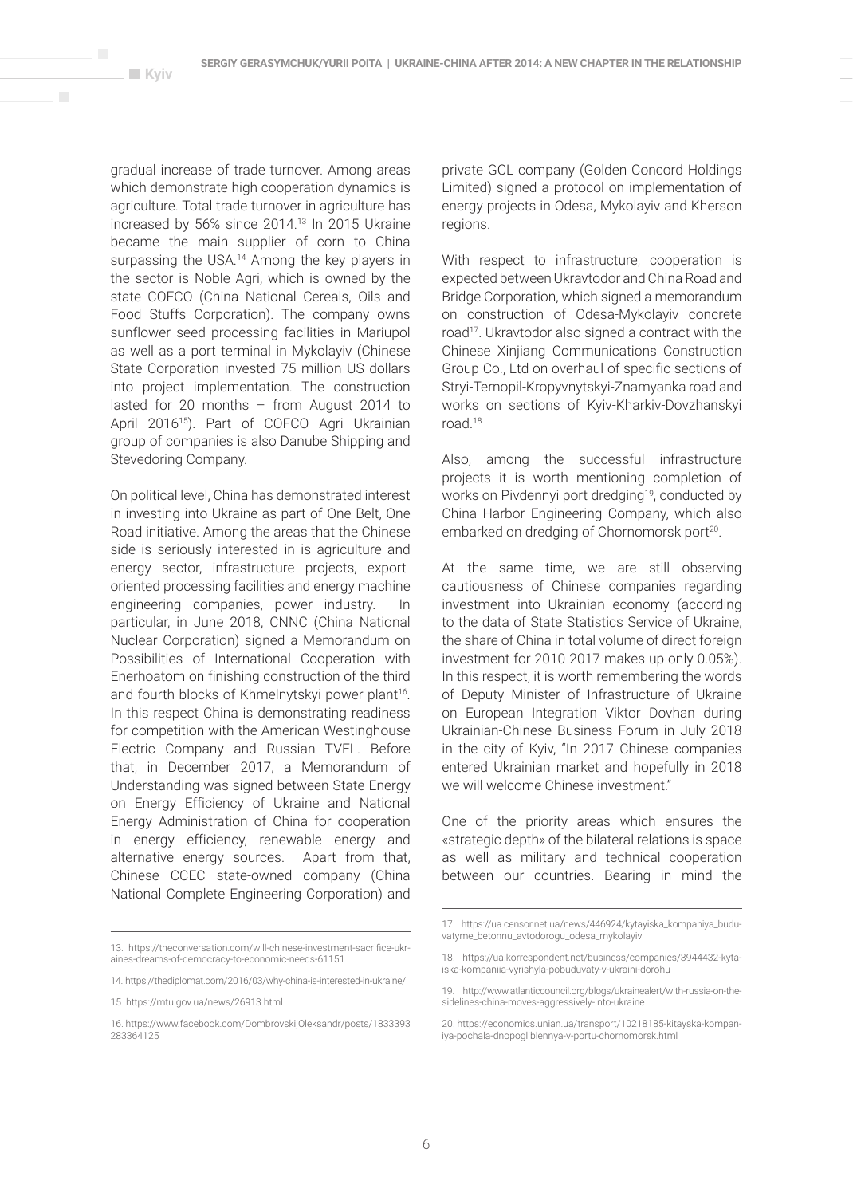gradual increase of trade turnover. Among areas which demonstrate high cooperation dynamics is agriculture. Total trade turnover in agriculture has increased by 56% since 2014.[13] In 2015 Ukraine became the main supplier of corn to China surpassing the USA.[14] Among the key players in the sector is Noble Agri, which is owned by the state COFCO (China National Cereals, Oils and Food Stuffs Corporation). The company owns sunflower seed processing facilities in Mariupol as well as a port terminal in Mykolayiv (Chinese State Corporation invested 75 million US dollars into project implementation. The construction lasted for 20 months – from August 2014 to April 2016[15]). Part of COFCO Agri Ukrainian group of companies is also Danube Shipping and Stevedoring Company.

On political level, China has demonstrated interest in investing into Ukraine as part of One Belt, One Road initiative. Among the areas that the Chinese side is seriously interested in is agriculture and energy sector, infrastructure projects, export-oriented processing facilities and energy machine engineering companies, power industry. In particular, in June 2018, CNNC (China National Nuclear Corporation) signed a Memorandum on Possibilities of International Cooperation with Enerhoatom on finishing construction of the third and fourth blocks of Khmelnytskyi power plant[16]. In this respect China is demonstrating readiness for competition with the American Westinghouse Electric Company and Russian TVEL. Before that, in December 2017, a Memorandum of Understanding was signed between State Energy on Energy Efficiency of Ukraine and National Energy Administration of China for cooperation in energy efficiency, renewable energy and alternative energy sources. Apart from that, Chinese CCEC state-owned company (China National Complete Engineering Corporation) and private GCL company (Golden Concord Holdings Limited) signed a protocol on implementation of energy projects in Odesa, Mykolayiv and Kherson regions.

With respect to infrastructure, cooperation is expected between Ukravtodor and China Road and Bridge Corporation, which signed a memorandum on construction of Odesa-Mykolayiv concrete road[17]. Ukravtodor also signed a contract with the Chinese Xinjiang Communications Construction Group Co., Ltd on overhaul of specific sections of Stryi-Ternopil-Kropyvnytskyi-Znamyanka road and works on sections of Kyiv-Kharkiv-Dovzhanskyi road.[18]

Also, among the successful infrastructure projects it is worth mentioning completion of works on Pivdennyi port dredging[19], conducted by China Harbor Engineering Company, which also embarked on dredging of Chornomorsk port[20].

At the same time, we are still observing cautiousness of Chinese companies regarding investment into Ukrainian economy (according to the data of State Statistics Service of Ukraine, the share of China in total volume of direct foreign investment for 2010-2017 makes up only 0.05%). In this respect, it is worth remembering the words of Deputy Minister of Infrastructure of Ukraine on European Integration Viktor Dovhan during Ukrainian-Chinese Business Forum in July 2018 in the city of Kyiv, "In 2017 Chinese companies entered Ukrainian market and hopefully in 2018 we will welcome Chinese investment."

One of the priority areas which ensures the «strategic depth» of the bilateral relations is space as well as military and technical cooperation between our countries. Bearing in mind the

---

13. https://theconversation.com/will-chinese-investment-sacrifice-ukraines-dreams-of-democracy-to-economic-needs-61151

14. https://thediplomat.com/2016/03/why-china-is-interested-in-ukraine/

15. https://mtu.gov.ua/news/26913.html

16. https://www.facebook.com/DombrovskijOleksandr/posts/1833393283364125

17. https://ua.censor.net.ua/news/446924/kytayiska_kompaniya_buduvatyme_betonnu_avtodorogu_odesa_mykolayiv

18. https://ua.korrespondent.net/business/companies/3944432-kytaiska-kompaniia-vyrishyla-pobuduvaty-v-ukraini-dorohu

19. http://www.atlanticcouncil.org/blogs/ukrainealert/with-russia-on-the-sidelines-china-moves-aggressively-into-ukraine

20. https://economics.unian.ua/transport/10218185-kitayska-kompaniya-pochala-dnopogliblennya-v-portu-chornomorsk.html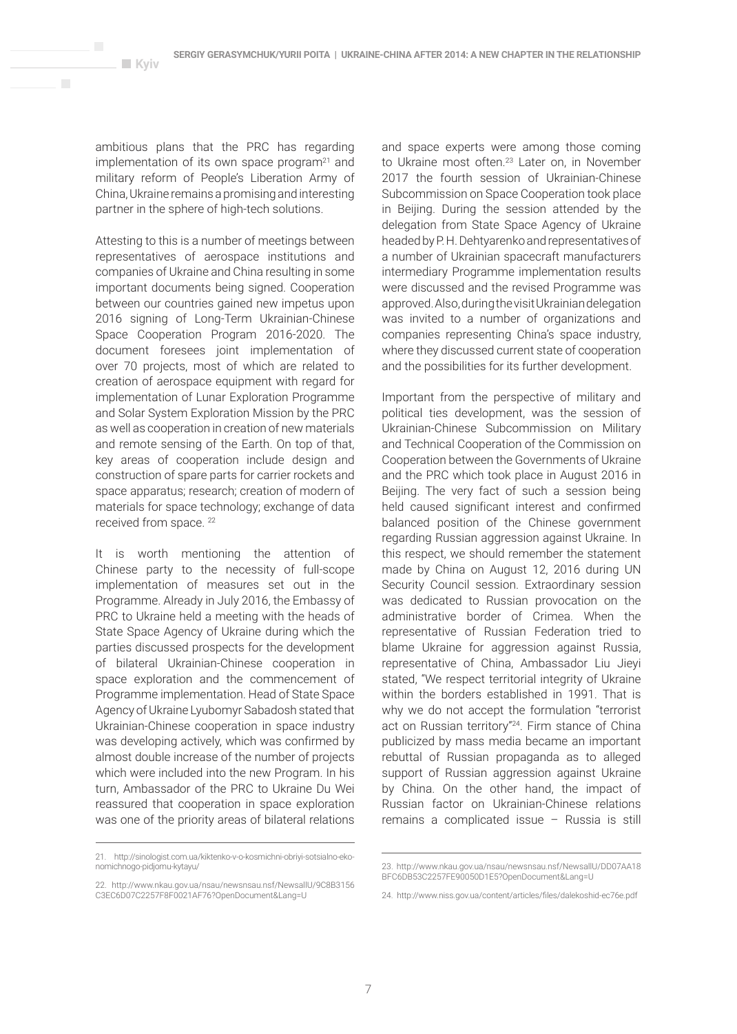ambitious plans that the PRC has regarding implementation of its own space program[21] and military reform of People's Liberation Army of China, Ukraine remains a promising and interesting partner in the sphere of high-tech solutions.

Attesting to this is a number of meetings between representatives of aerospace institutions and companies of Ukraine and China resulting in some important documents being signed. Cooperation between our countries gained new impetus upon 2016 signing of Long-Term Ukrainian-Chinese Space Cooperation Program 2016-2020. The document foresees joint implementation of over 70 projects, most of which are related to creation of aerospace equipment with regard for implementation of Lunar Exploration Programme and Solar System Exploration Mission by the PRC as well as cooperation in creation of new materials and remote sensing of the Earth. On top of that, key areas of cooperation include design and construction of spare parts for carrier rockets and space apparatus; research; creation of modern of materials for space technology; exchange of data received from space. [22]

It is worth mentioning the attention of Chinese party to the necessity of full-scope implementation of measures set out in the Programme. Already in July 2016, the Embassy of PRC to Ukraine held a meeting with the heads of State Space Agency of Ukraine during which the parties discussed prospects for the development of bilateral Ukrainian-Chinese cooperation in space exploration and the commencement of Programme implementation. Head of State Space Agency of Ukraine Lyubomyr Sabadosh stated that Ukrainian-Chinese cooperation in space industry was developing actively, which was confirmed by almost double increase of the number of projects which were included into the new Program. In his turn, Ambassador of the PRC to Ukraine Du Wei reassured that cooperation in space exploration was one of the priority areas of bilateral relations and space experts were among those coming to Ukraine most often.[23] Later on, in November 2017 the fourth session of Ukrainian-Chinese Subcommission on Space Cooperation took place in Beijing. During the session attended by the delegation from State Space Agency of Ukraine headed by P. H. Dehtyarenko and representatives of a number of Ukrainian spacecraft manufacturers intermediary Programme implementation results were discussed and the revised Programme was approved. Also, during the visit Ukrainian delegation was invited to a number of organizations and companies representing China's space industry, where they discussed current state of cooperation and the possibilities for its further development.

Important from the perspective of military and political ties development, was the session of Ukrainian-Chinese Subcommission on Military and Technical Cooperation of the Commission on Cooperation between the Governments of Ukraine and the PRC which took place in August 2016 in Beijing. The very fact of such a session being held caused significant interest and confirmed balanced position of the Chinese government regarding Russian aggression against Ukraine. In this respect, we should remember the statement made by China on August 12, 2016 during UN Security Council session. Extraordinary session was dedicated to Russian provocation on the administrative border of Crimea. When the representative of Russian Federation tried to blame Ukraine for aggression against Russia, representative of China, Ambassador Liu Jieyi stated, "We respect territorial integrity of Ukraine within the borders established in 1991. That is why we do not accept the formulation "terrorist act on Russian territory"[24]. Firm stance of China publicized by mass media became an important rebuttal of Russian propaganda as to alleged support of Russian aggression against Ukraine by China. On the other hand, the impact of Russian factor on Ukrainian-Chinese relations remains a complicated issue – Russia is still

---

21. http://sinologist.com.ua/kiktenko-v-o-kosmichni-obriyi-sotsialno-ekonomichnogo-pidjomu-kytayu/

22. http://www.nkau.gov.ua/nsau/newsnsau.nsf/NewsallU/9C8B3156C3EC6D07C2257F8F0021AF76?OpenDocument&Lang=U

23. http://www.nkau.gov.ua/nsau/newsnsau.nsf/NewsallU/DD07AA18BFC6DB53C2257FE90050D1E5?OpenDocument&Lang=U

24. http://www.niss.gov.ua/content/articles/files/dalekoshid-ec76e.pdf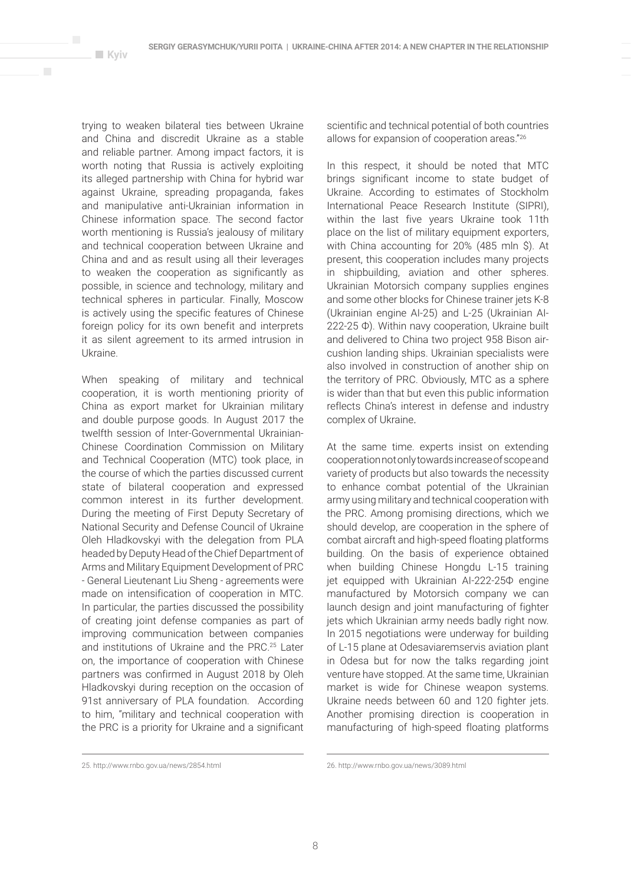trying to weaken bilateral ties between Ukraine and China and discredit Ukraine as a stable and reliable partner. Among impact factors, it is worth noting that Russia is actively exploiting its alleged partnership with China for hybrid war against Ukraine, spreading propaganda, fakes and manipulative anti-Ukrainian information in Chinese information space. The second factor worth mentioning is Russia's jealousy of military and technical cooperation between Ukraine and China and and as result using all their leverages to weaken the cooperation as significantly as possible, in science and technology, military and technical spheres in particular. Finally, Moscow is actively using the specific features of Chinese foreign policy for its own benefit and interprets it as silent agreement to its armed intrusion in Ukraine.

When speaking of military and technical cooperation, it is worth mentioning priority of China as export market for Ukrainian military and double purpose goods. In August 2017 the twelfth session of Inter-Governmental Ukrainian-Chinese Coordination Commission on Military and Technical Cooperation (MTC) took place, in the course of which the parties discussed current state of bilateral cooperation and expressed common interest in its further development. During the meeting of First Deputy Secretary of National Security and Defense Council of Ukraine Oleh Hladkovskyi with the delegation from PLA headed by Deputy Head of the Chief Department of Arms and Military Equipment Development of PRC - General Lieutenant Liu Sheng - agreements were made on intensification of cooperation in MTC. In particular, the parties discussed the possibility of creating joint defense companies as part of improving communication between companies and institutions of Ukraine and the PRC.[25] Later on, the importance of cooperation with Chinese partners was confirmed in August 2018 by Oleh Hladkovskyi during reception on the occasion of 91st anniversary of PLA foundation. According to him, "military and technical cooperation with the PRC is a priority for Ukraine and a significant scientific and technical potential of both countries allows for expansion of cooperation areas."[26]

In this respect, it should be noted that MTC brings significant income to state budget of Ukraine. According to estimates of Stockholm International Peace Research Institute (SIPRI), within the last five years Ukraine took 11th place on the list of military equipment exporters, with China accounting for 20% (485 mln $). At present, this cooperation includes many projects in shipbuilding, aviation and other spheres. Ukrainian Motorsich company supplies engines and some other blocks for Chinese trainer jets K-8 (Ukrainian engine AI-25) and L-25 (Ukrainian AI-222-25 Ф). Within navy cooperation, Ukraine built and delivered to China two project 958 Bison air-cushion landing ships. Ukrainian specialists were also involved in construction of another ship on the territory of PRC. Obviously, MTC as a sphere is wider than that but even this public information reflects China's interest in defense and industry complex of Ukraine.

At the same time. experts insist on extending cooperation not only towards increase of scope and variety of products but also towards the necessity to enhance combat potential of the Ukrainian army using military and technical cooperation with the PRC. Among promising directions, which we should develop, are cooperation in the sphere of combat aircraft and high-speed floating platforms building. On the basis of experience obtained when building Chinese Hongdu L-15 training jet equipped with Ukrainian AI-222-25Ф engine manufactured by Motorsich company we can launch design and joint manufacturing of fighter jets which Ukrainian army needs badly right now. In 2015 negotiations were underway for building of L-15 plane at Odesaviaremservis aviation plant in Odesa but for now the talks regarding joint venture have stopped. At the same time, Ukrainian market is wide for Chinese weapon systems. Ukraine needs between 60 and 120 fighter jets. Another promising direction is cooperation in manufacturing of high-speed floating platforms

---

25. http://www.rnbo.gov.ua/news/2854.html

26. http://www.rnbo.gov.ua/news/3089.html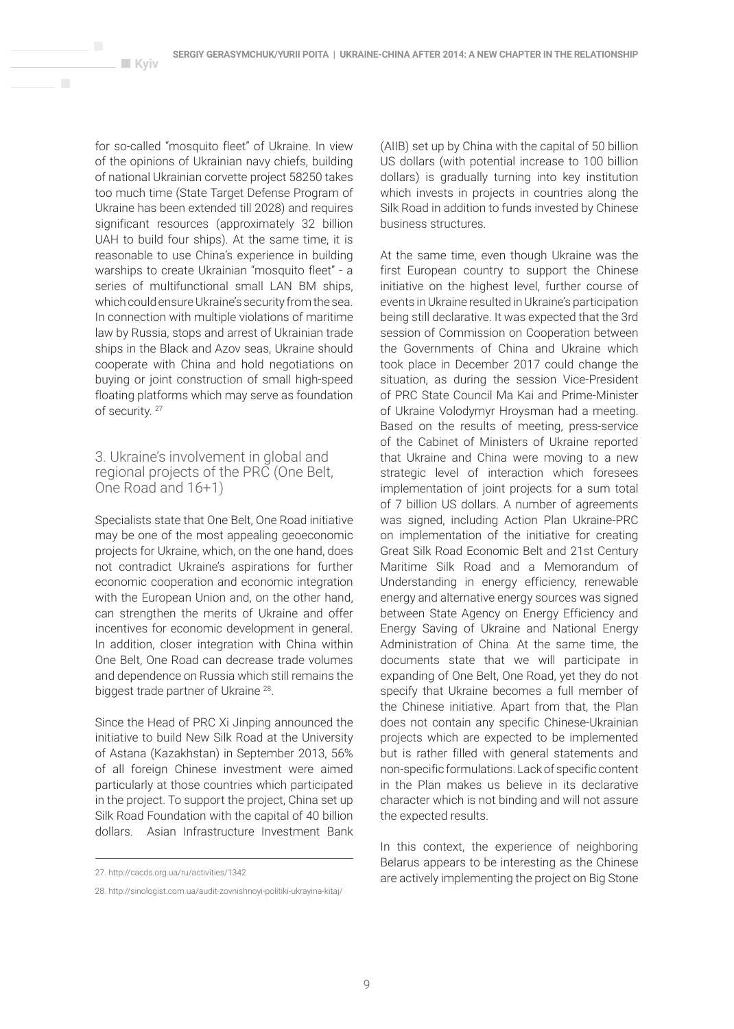for so-called "mosquito fleet" of Ukraine. In view of the opinions of Ukrainian navy chiefs, building of national Ukrainian corvette project 58250 takes too much time (State Target Defense Program of Ukraine has been extended till 2028) and requires significant resources (approximately 32 billion UAH to build four ships). At the same time, it is reasonable to use China's experience in building warships to create Ukrainian "mosquito fleet" - a series of multifunctional small LAN BM ships, which could ensure Ukraine's security from the sea. In connection with multiple violations of maritime law by Russia, stops and arrest of Ukrainian trade ships in the Black and Azov seas, Ukraine should cooperate with China and hold negotiations on buying or joint construction of small high-speed floating platforms which may serve as foundation of security. [27]

## 3. Ukraine's involvement in global and regional projects of the PRC (One Belt, One Road and 16+1)

Specialists state that One Belt, One Road initiative may be one of the most appealing geoeconomic projects for Ukraine, which, on the one hand, does not contradict Ukraine's aspirations for further economic cooperation and economic integration with the European Union and, on the other hand, can strengthen the merits of Ukraine and offer incentives for economic development in general. In addition, closer integration with China within One Belt, One Road can decrease trade volumes and dependence on Russia which still remains the biggest trade partner of Ukraine [28].

Since the Head of PRC Xi Jinping announced the initiative to build New Silk Road at the University of Astana (Kazakhstan) in September 2013, 56% of all foreign Chinese investment were aimed particularly at those countries which participated in the project. To support the project, China set up Silk Road Foundation with the capital of 40 billion dollars. Asian Infrastructure Investment Bank (AIIB) set up by China with the capital of 50 billion US dollars (with potential increase to 100 billion dollars) is gradually turning into key institution which invests in projects in countries along the Silk Road in addition to funds invested by Chinese business structures.

At the same time, even though Ukraine was the first European country to support the Chinese initiative on the highest level, further course of events in Ukraine resulted in Ukraine's participation being still declarative. It was expected that the 3rd session of Commission on Cooperation between the Governments of China and Ukraine which took place in December 2017 could change the situation, as during the session Vice-President of PRC State Council Ma Kai and Prime-Minister of Ukraine Volodymyr Hroysman had a meeting. Based on the results of meeting, press-service of the Cabinet of Ministers of Ukraine reported that Ukraine and China were moving to a new strategic level of interaction which foresees implementation of joint projects for a sum total of 7 billion US dollars. A number of agreements was signed, including Action Plan Ukraine-PRC on implementation of the initiative for creating Great Silk Road Economic Belt and 21st Century Maritime Silk Road and a Memorandum of Understanding in energy efficiency, renewable energy and alternative energy sources was signed between State Agency on Energy Efficiency and Energy Saving of Ukraine and National Energy Administration of China. At the same time, the documents state that we will participate in expanding of One Belt, One Road, yet they do not specify that Ukraine becomes a full member of the Chinese initiative. Apart from that, the Plan does not contain any specific Chinese-Ukrainian projects which are expected to be implemented but is rather filled with general statements and non-specific formulations. Lack of specific content in the Plan makes us believe in its declarative character which is not binding and will not assure the expected results.

In this context, the experience of neighboring Belarus appears to be interesting as the Chinese are actively implementing the project on Big Stone

27. http://cacds.org.ua/ru/activities/1342

28. http://sinologist.com.ua/audit-zovnishnoyi-polityky-ukrayina-kitaj/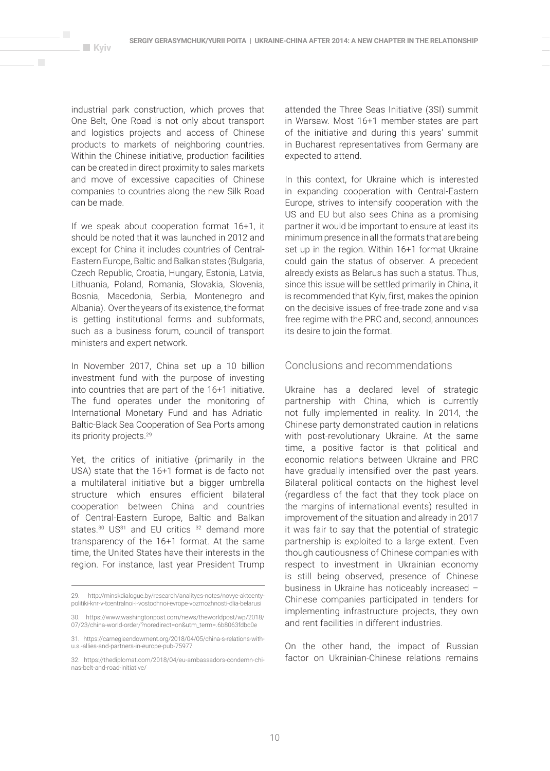industrial park construction, which proves that One Belt, One Road is not only about transport and logistics projects and access of Chinese products to markets of neighboring countries. Within the Chinese initiative, production facilities can be created in direct proximity to sales markets and move of excessive capacities of Chinese companies to countries along the new Silk Road can be made.

If we speak about cooperation format 16+1, it should be noted that it was launched in 2012 and except for China it includes countries of Central-Eastern Europe, Baltic and Balkan states (Bulgaria, Czech Republic, Croatia, Hungary, Estonia, Latvia, Lithuania, Poland, Romania, Slovakia, Slovenia, Bosnia, Macedonia, Serbia, Montenegro and Albania). Over the years of its existence, the format is getting institutional forms and subformats, such as a business forum, council of transport ministers and expert network.

In November 2017, China set up a 10 billion investment fund with the purpose of investing into countries that are part of the 16+1 initiative. The fund operates under the monitoring of International Monetary Fund and has Adriatic-Baltic-Black Sea Cooperation of Sea Ports among its priority projects.[29]

Yet, the critics of initiative (primarily in the USA) state that the 16+1 format is de facto not a multilateral initiative but a bigger umbrella structure which ensures efficient bilateral cooperation between China and countries of Central-Eastern Europe, Baltic and Balkan states.[30] US[31] and EU critics [32] demand more transparency of the 16+1 format. At the same time, the United States have their interests in the region. For instance, last year President Trump attended the Three Seas Initiative (3SI) summit in Warsaw. Most 16+1 member-states are part of the initiative and during this years' summit in Bucharest representatives from Germany are expected to attend.

In this context, for Ukraine which is interested in expanding cooperation with Central-Eastern Europe, strives to intensify cooperation with the US and EU but also sees China as a promising partner it would be important to ensure at least its minimum presence in all the formats that are being set up in the region. Within 16+1 format Ukraine could gain the status of observer. A precedent already exists as Belarus has such a status. Thus, since this issue will be settled primarily in China, it is recommended that Kyiv, first, makes the opinion on the decisive issues of free-trade zone and visa free regime with the PRC and, second, announces its desire to join the format.

## Conclusions and recommendations

Ukraine has a declared level of strategic partnership with China, which is currently not fully implemented in reality. In 2014, the Chinese party demonstrated caution in relations with post-revolutionary Ukraine. At the same time, a positive factor is that political and economic relations between Ukraine and PRC have gradually intensified over the past years. Bilateral political contacts on the highest level (regardless of the fact that they took place on the margins of international events) resulted in improvement of the situation and already in 2017 it was fair to say that the potential of strategic partnership is exploited to a large extent. Even though cautiousness of Chinese companies with respect to investment in Ukrainian economy is still being observed, presence of Chinese business in Ukraine has noticeably increased – Chinese companies participated in tenders for implementing infrastructure projects, they own and rent facilities in different industries.

On the other hand, the impact of Russian factor on Ukrainian-Chinese relations remains

---

29. http://minskdialogue.by/research/analitycs-notes/novye-aktcenty-politiki-knr-v-tcentralnoi-i-vostochnoi-evrope-vozmozhnosti-dlia-belarusi

30. https://www.washingtonpost.com/news/theworldpost/wp/2018/07/23/china-world-order/?noredirect=on&utm_term=.6b8063fdbc0e

31. https://carnegieendowment.org/2018/04/05/china-s-relations-with-u.s.-allies-and-partners-in-europe-pub-75977

32. https://thediplomat.com/2018/04/eu-ambassadors-condemn-chinas-belt-and-road-initiative/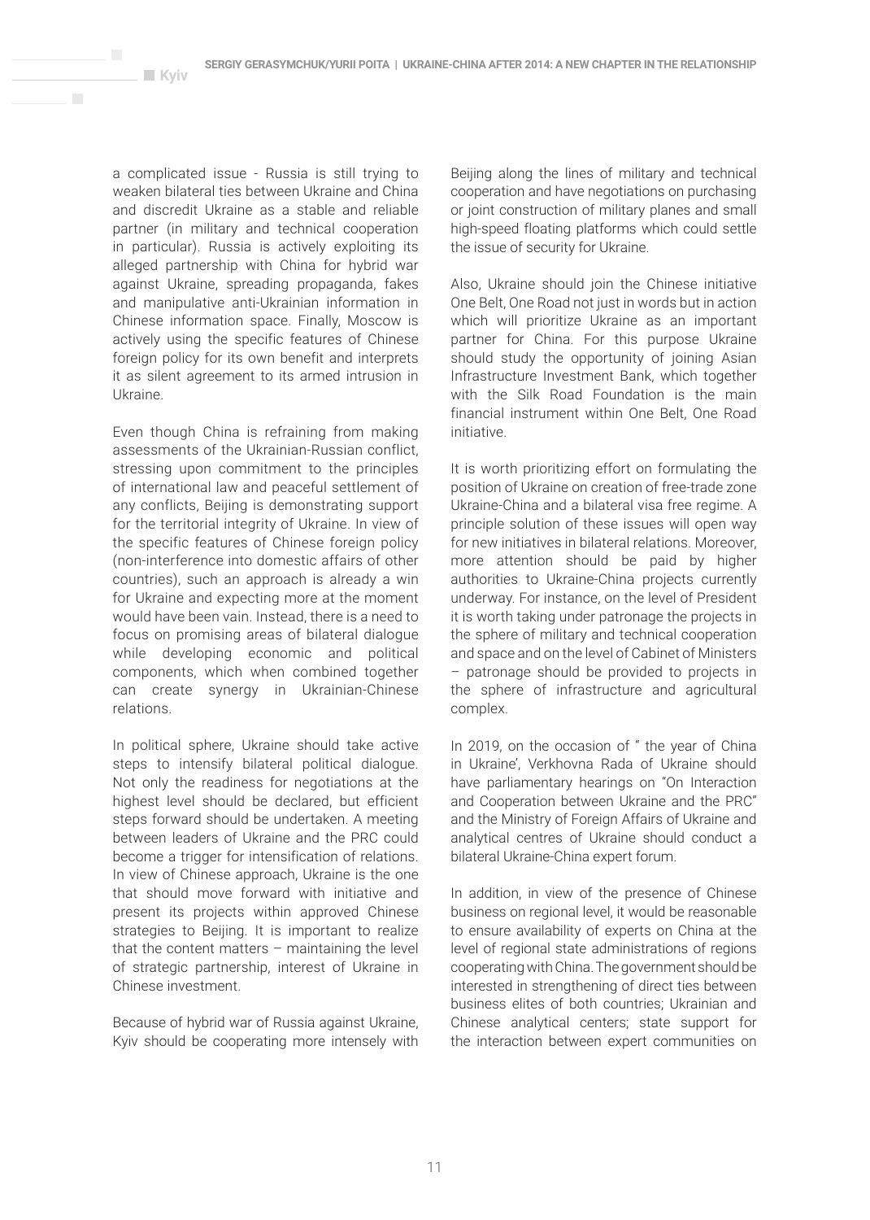a complicated issue - Russia is still trying to weaken bilateral ties between Ukraine and China and discredit Ukraine as a stable and reliable partner (in military and technical cooperation in particular). Russia is actively exploiting its alleged partnership with China for hybrid war against Ukraine, spreading propaganda, fakes and manipulative anti-Ukrainian information in Chinese information space. Finally, Moscow is actively using the specific features of Chinese foreign policy for its own benefit and interprets it as silent agreement to its armed intrusion in Ukraine.

Even though China is refraining from making assessments of the Ukrainian-Russian conflict, stressing upon commitment to the principles of international law and peaceful settlement of any conflicts, Beijing is demonstrating support for the territorial integrity of Ukraine. In view of the specific features of Chinese foreign policy (non-interference into domestic affairs of other countries), such an approach is already a win for Ukraine and expecting more at the moment would have been vain. Instead, there is a need to focus on promising areas of bilateral dialogue while developing economic and political components, which when combined together can create synergy in Ukrainian-Chinese relations.

In political sphere, Ukraine should take active steps to intensify bilateral political dialogue. Not only the readiness for negotiations at the highest level should be declared, but efficient steps forward should be undertaken. A meeting between leaders of Ukraine and the PRC could become a trigger for intensification of relations. In view of Chinese approach, Ukraine is the one that should move forward with initiative and present its projects within approved Chinese strategies to Beijing. It is important to realize that the content matters – maintaining the level of strategic partnership, interest of Ukraine in Chinese investment.

Because of hybrid war of Russia against Ukraine, Kyiv should be cooperating more intensely with Beijing along the lines of military and technical cooperation and have negotiations on purchasing or joint construction of military planes and small high-speed floating platforms which could settle the issue of security for Ukraine.

Also, Ukraine should join the Chinese initiative One Belt, One Road not just in words but in action which will prioritize Ukraine as an important partner for China. For this purpose Ukraine should study the opportunity of joining Asian Infrastructure Investment Bank, which together with the Silk Road Foundation is the main financial instrument within One Belt, One Road initiative.

It is worth prioritizing effort on formulating the position of Ukraine on creation of free-trade zone Ukraine-China and a bilateral visa free regime. A principle solution of these issues will open way for new initiatives in bilateral relations. Moreover, more attention should be paid by higher authorities to Ukraine-China projects currently underway. For instance, on the level of President it is worth taking under patronage the projects in the sphere of military and technical cooperation and space and on the level of Cabinet of Ministers – patronage should be provided to projects in the sphere of infrastructure and agricultural complex.

In 2019, on the occasion of " the year of China in Ukraine', Verkhovna Rada of Ukraine should have parliamentary hearings on "On Interaction and Cooperation between Ukraine and the PRC" and the Ministry of Foreign Affairs of Ukraine and analytical centres of Ukraine should conduct a bilateral Ukraine-China expert forum.

In addition, in view of the presence of Chinese business on regional level, it would be reasonable to ensure availability of experts on China at the level of regional state administrations of regions cooperating with China. The government should be interested in strengthening of direct ties between business elites of both countries; Ukrainian and Chinese analytical centers; state support for the interaction between expert communities on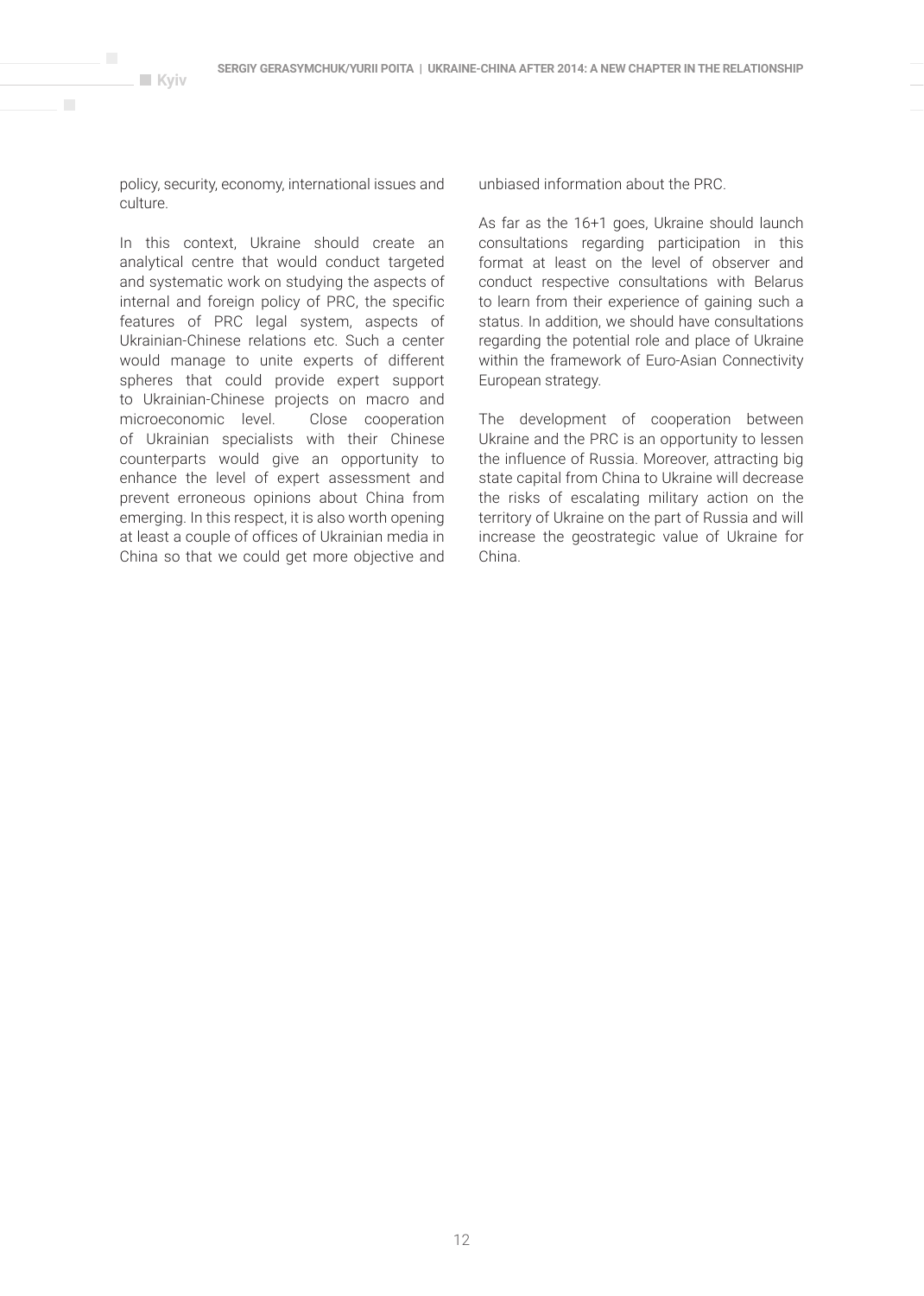policy, security, economy, international issues and culture.

In this context, Ukraine should create an analytical centre that would conduct targeted and systematic work on studying the aspects of internal and foreign policy of PRC, the specific features of PRC legal system, aspects of Ukrainian-Chinese relations etc. Such a center would manage to unite experts of different spheres that could provide expert support to Ukrainian-Chinese projects on macro and microeconomic level. Close cooperation of Ukrainian specialists with their Chinese counterparts would give an opportunity to enhance the level of expert assessment and prevent erroneous opinions about China from emerging. In this respect, it is also worth opening at least a couple of offices of Ukrainian media in China so that we could get more objective and unbiased information about the PRC.

As far as the 16+1 goes, Ukraine should launch consultations regarding participation in this format at least on the level of observer and conduct respective consultations with Belarus to learn from their experience of gaining such a status. In addition, we should have consultations regarding the potential role and place of Ukraine within the framework of Euro-Asian Connectivity European strategy.

The development of cooperation between Ukraine and the PRC is an opportunity to lessen the influence of Russia. Moreover, attracting big state capital from China to Ukraine will decrease the risks of escalating military action on the territory of Ukraine on the part of Russia and will increase the geostrategic value of Ukraine for China.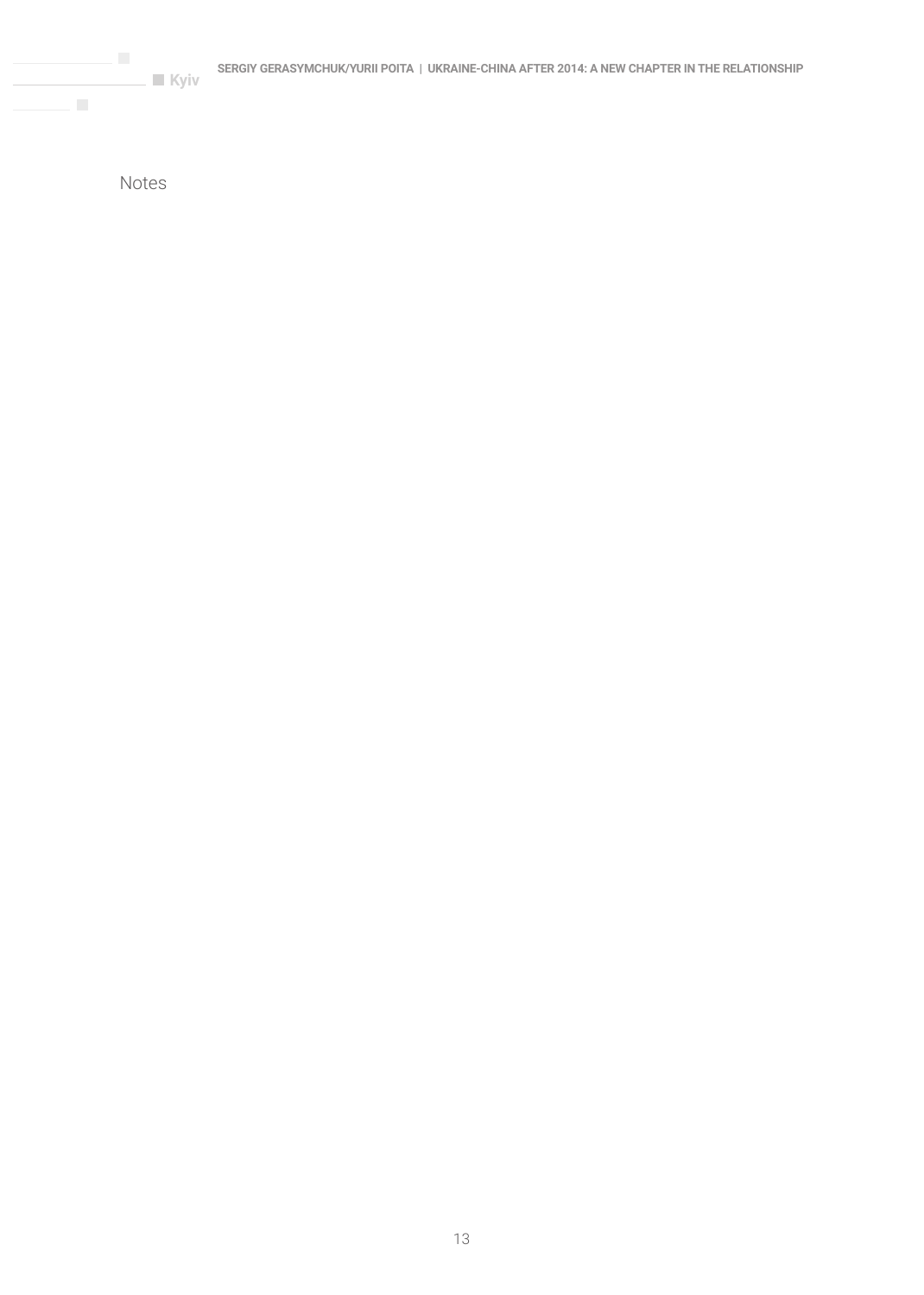Notes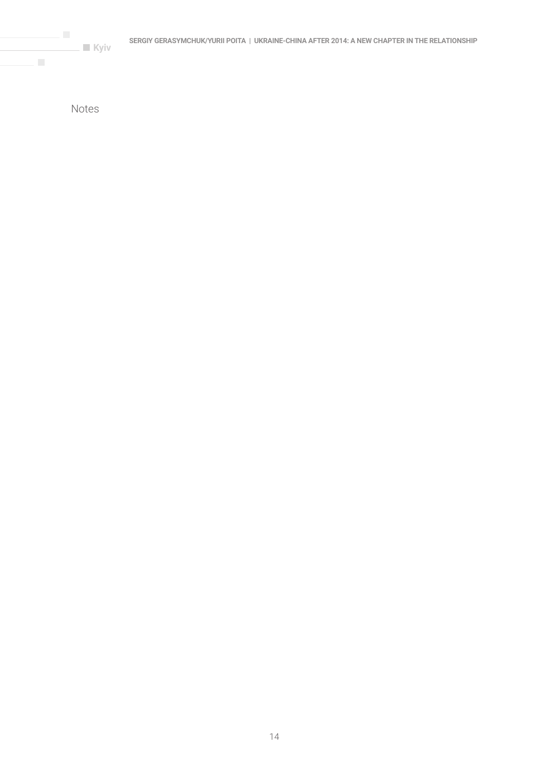Notes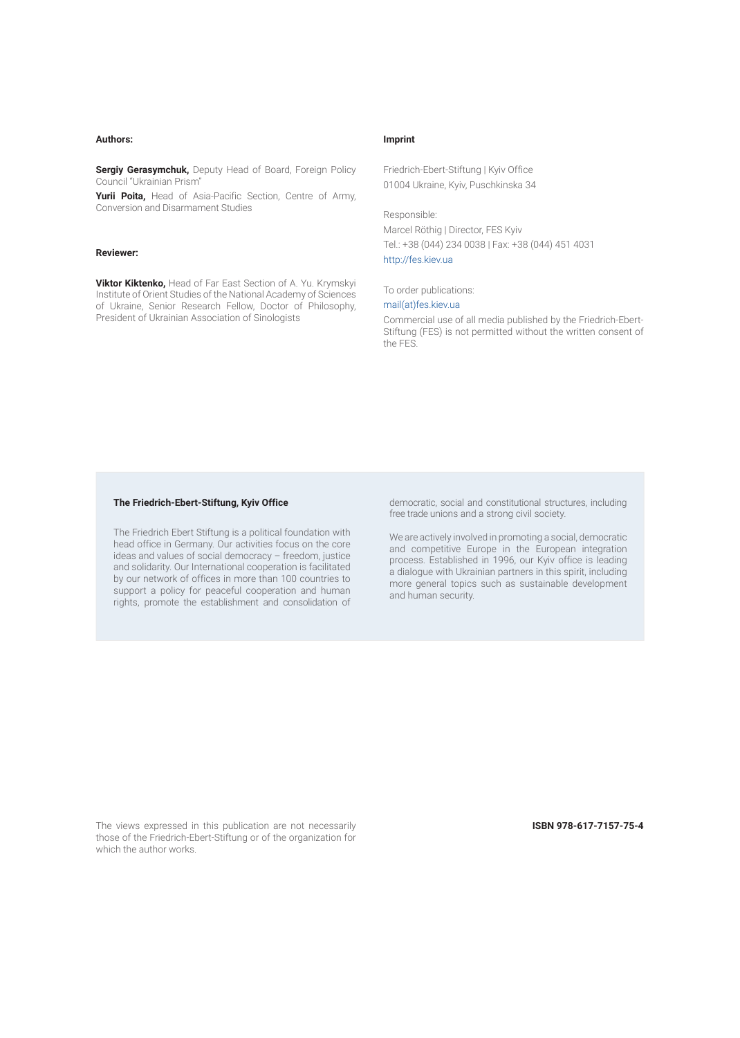**Authors:**

**Sergiy Gerasymchuk,** Deputy Head of Board, Foreign Policy Council "Ukrainian Prism"

**Yurii Poita,** Head of Asia-Pacific Section, Centre of Army, Conversion and Disarmament Studies

**Reviewer:**

**Viktor Kiktenko,** Head of Far East Section of A. Yu. Krymskyi Institute of Orient Studies of the National Academy of Sciences of Ukraine, Senior Research Fellow, Doctor of Philosophy, President of Ukrainian Association of Sinologists

**Imprint**

Friedrich-Ebert-Stiftung | Kyiv Office
01004 Ukraine, Kyiv, Puschkinska 34

Responsible:
Marcel Röthig | Director, FES Kyiv
Tel.: +38 (044) 234 0038 | Fax: +38 (044) 451 4031
http://fes.kiev.ua

To order publications:
mail(at)fes.kiev.ua

Commercial use of all media published by the Friedrich-Ebert-Stiftung (FES) is not permitted without the written consent of the FES.

**The Friedrich-Ebert-Stiftung, Kyiv Office**

The Friedrich Ebert Stiftung is a political foundation with head office in Germany. Our activities focus on the core ideas and values of social democracy – freedom, justice and solidarity. Our International cooperation is facilitated by our network of offices in more than 100 countries to support a policy for peaceful cooperation and human rights, promote the establishment and consolidation of democratic, social and constitutional structures, including free trade unions and a strong civil society.

We are actively involved in promoting a social, democratic and competitive Europe in the European integration process. Established in 1996, our Kyiv office is leading a dialogue with Ukrainian partners in this spirit, including more general topics such as sustainable development and human security.

The views expressed in this publication are not necessarily those of the Friedrich-Ebert-Stiftung or of the organization for which the author works.

**ISBN 978-617-7157-75-4**